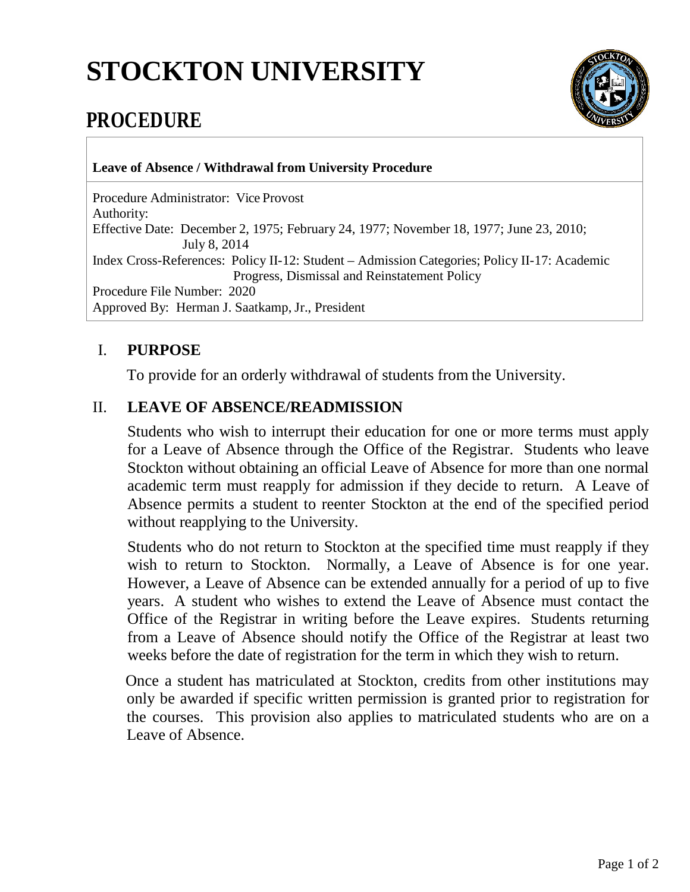# STOCKTON UNIVERSITY

## PROCEDURE

**Leave of Absence / Withdrawal from University Procedure**

Procedure Administrator: Vice Provost
Authority:
Effective Date: December 2, 1975; February 24, 1977; November 18, 1977; June 23, 2010; July 8, 2014
Index Cross-References: Policy II-12: Student – Admission Categories; Policy II-17: Academic Progress, Dismissal and Reinstatement Policy
Procedure File Number: 2020
Approved By: Herman J. Saatkamp, Jr., President

### I. PURPOSE

To provide for an orderly withdrawal of students from the University.

### II. LEAVE OF ABSENCE/READMISSION

Students who wish to interrupt their education for one or more terms must apply for a Leave of Absence through the Office of the Registrar. Students who leave Stockton without obtaining an official Leave of Absence for more than one normal academic term must reapply for admission if they decide to return. A Leave of Absence permits a student to reenter Stockton at the end of the specified period without reapplying to the University.

Students who do not return to Stockton at the specified time must reapply if they wish to return to Stockton. Normally, a Leave of Absence is for one year. However, a Leave of Absence can be extended annually for a period of up to five years. A student who wishes to extend the Leave of Absence must contact the Office of the Registrar in writing before the Leave expires. Students returning from a Leave of Absence should notify the Office of the Registrar at least two weeks before the date of registration for the term in which they wish to return.

Once a student has matriculated at Stockton, credits from other institutions may only be awarded if specific written permission is granted prior to registration for the courses. This provision also applies to matriculated students who are on a Leave of Absence.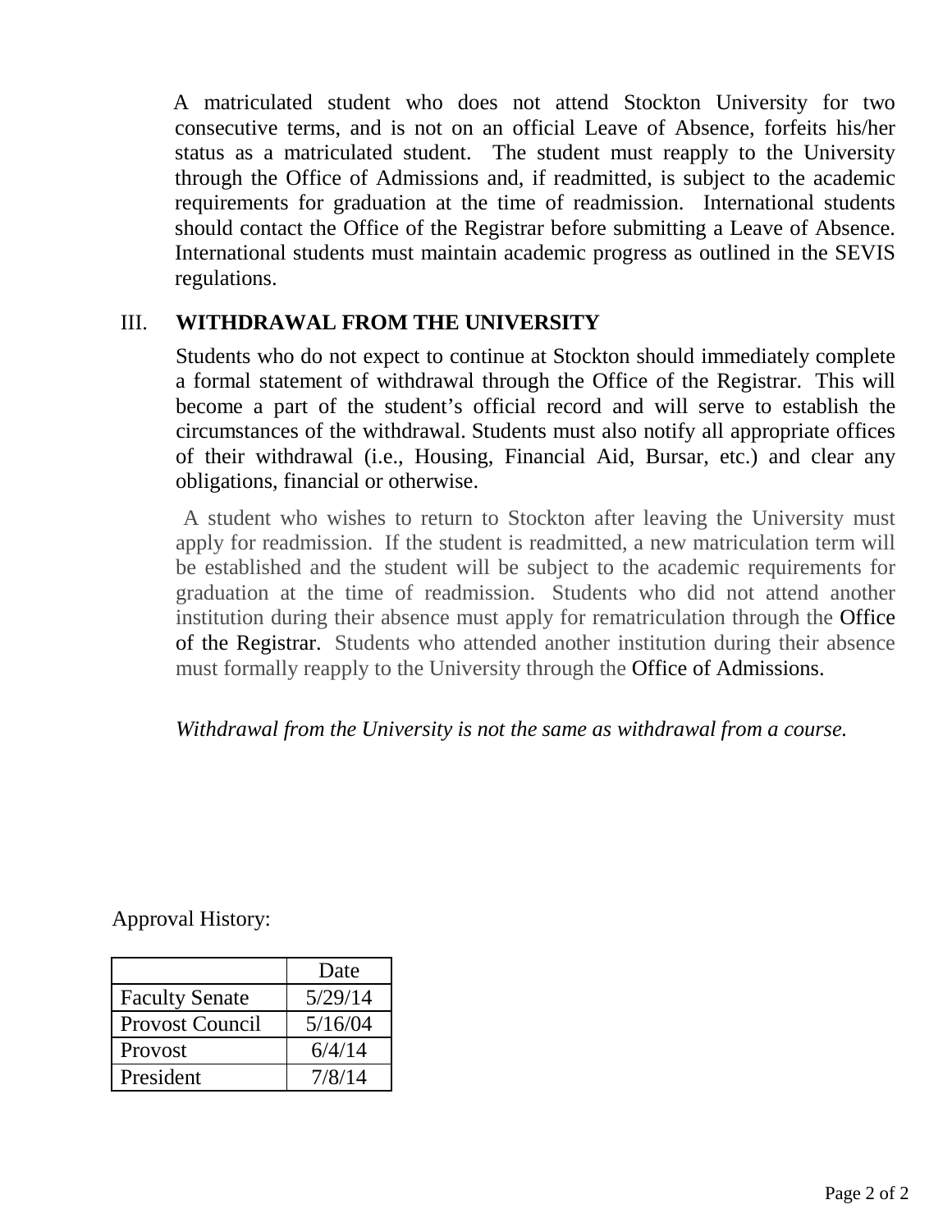A matriculated student who does not attend Stockton University for two consecutive terms, and is not on an official Leave of Absence, forfeits his/her status as a matriculated student. The student must reapply to the University through the Office of Admissions and, if readmitted, is subject to the academic requirements for graduation at the time of readmission. International students should contact the Office of the Registrar before submitting a Leave of Absence. International students must maintain academic progress as outlined in the SEVIS regulations.

## III. WITHDRAWAL FROM THE UNIVERSITY

Students who do not expect to continue at Stockton should immediately complete a formal statement of withdrawal through the Office of the Registrar. This will become a part of the student's official record and will serve to establish the circumstances of the withdrawal. Students must also notify all appropriate offices of their withdrawal (i.e., Housing, Financial Aid, Bursar, etc.) and clear any obligations, financial or otherwise.

A student who wishes to return to Stockton after leaving the University must apply for readmission. If the student is readmitted, a new matriculation term will be established and the student will be subject to the academic requirements for graduation at the time of readmission. Students who did not attend another institution during their absence must apply for rematriculation through the Office of the Registrar. Students who attended another institution during their absence must formally reapply to the University through the Office of Admissions.

*Withdrawal from the University is not the same as withdrawal from a course.*

Approval History:

| | Date |
|---|---|
| Faculty Senate | 5/29/14 |
| Provost Council | 5/16/04 |
| Provost | 6/4/14 |
| President | 7/8/14 |